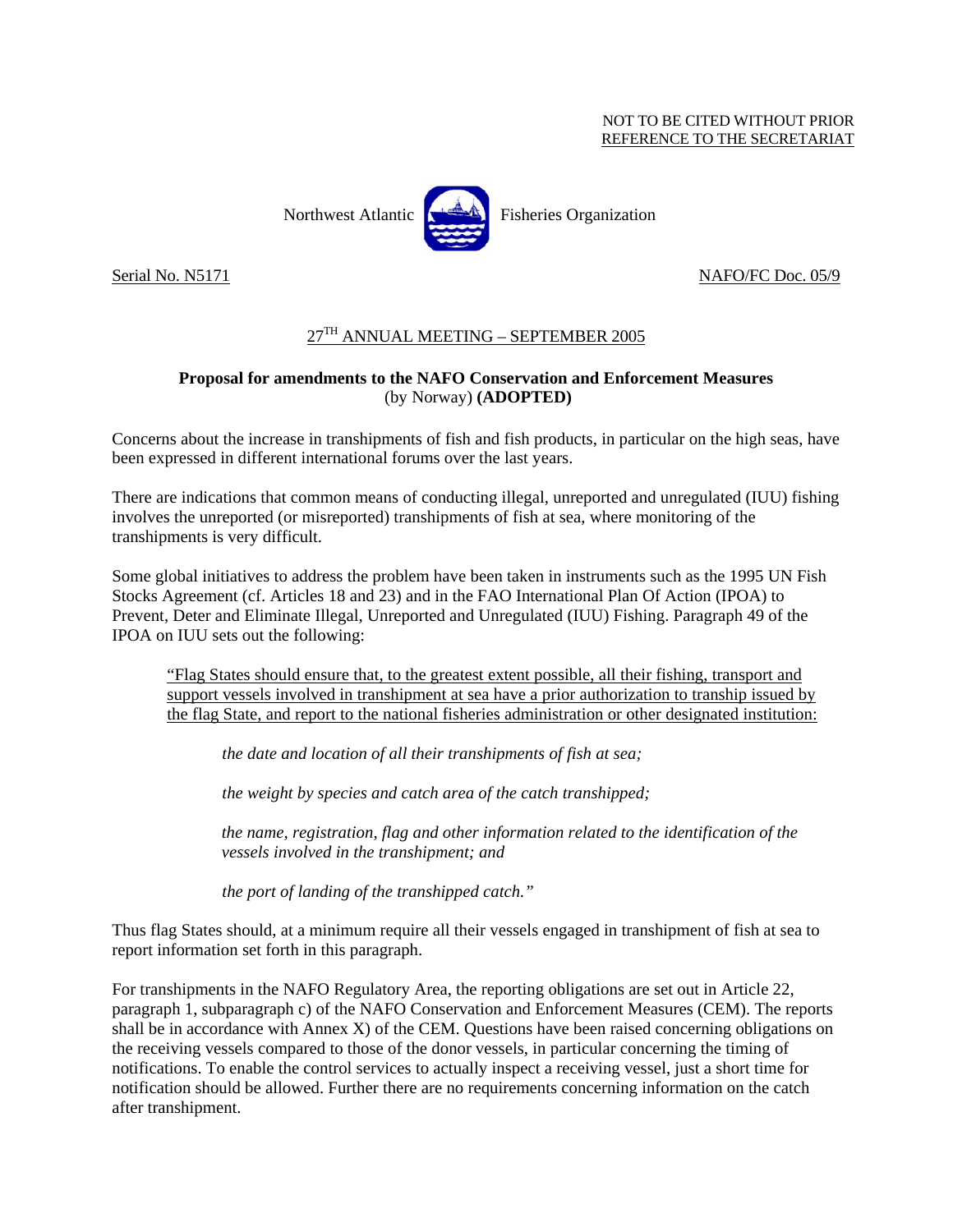NOT TO BE CITED WITHOUT PRIOR
REFERENCE TO THE SECRETARIAT

Northwest Atlantic Fisheries Organization

Serial No. N5171 NAFO/FC Doc. 05/9

## 27[TH] ANNUAL MEETING – SEPTEMBER 2005

### Proposal for amendments to the NAFO Conservation and Enforcement Measures
(by Norway) **(ADOPTED)**

Concerns about the increase in transhipments of fish and fish products, in particular on the high seas, have been expressed in different international forums over the last years.

There are indications that common means of conducting illegal, unreported and unregulated (IUU) fishing involves the unreported (or misreported) transhipments of fish at sea, where monitoring of the transhipments is very difficult.

Some global initiatives to address the problem have been taken in instruments such as the 1995 UN Fish Stocks Agreement (cf. Articles 18 and 23) and in the FAO International Plan Of Action (IPOA) to Prevent, Deter and Eliminate Illegal, Unreported and Unregulated (IUU) Fishing. Paragraph 49 of the IPOA on IUU sets out the following:

> "Flag States should ensure that, to the greatest extent possible, all their fishing, transport and support vessels involved in transhipment at sea have a prior authorization to tranship issued by the flag State, and report to the national fisheries administration or other designated institution:
>
> *the date and location of all their transhipments of fish at sea;*
>
> *the weight by species and catch area of the catch transhipped;*
>
> *the name, registration, flag and other information related to the identification of the vessels involved in the transhipment; and*
>
> *the port of landing of the transhipped catch."*

Thus flag States should, at a minimum require all their vessels engaged in transhipment of fish at sea to report information set forth in this paragraph.

For transhipments in the NAFO Regulatory Area, the reporting obligations are set out in Article 22, paragraph 1, subparagraph c) of the NAFO Conservation and Enforcement Measures (CEM). The reports shall be in accordance with Annex X) of the CEM. Questions have been raised concerning obligations on the receiving vessels compared to those of the donor vessels, in particular concerning the timing of notifications. To enable the control services to actually inspect a receiving vessel, just a short time for notification should be allowed. Further there are no requirements concerning information on the catch after transhipment.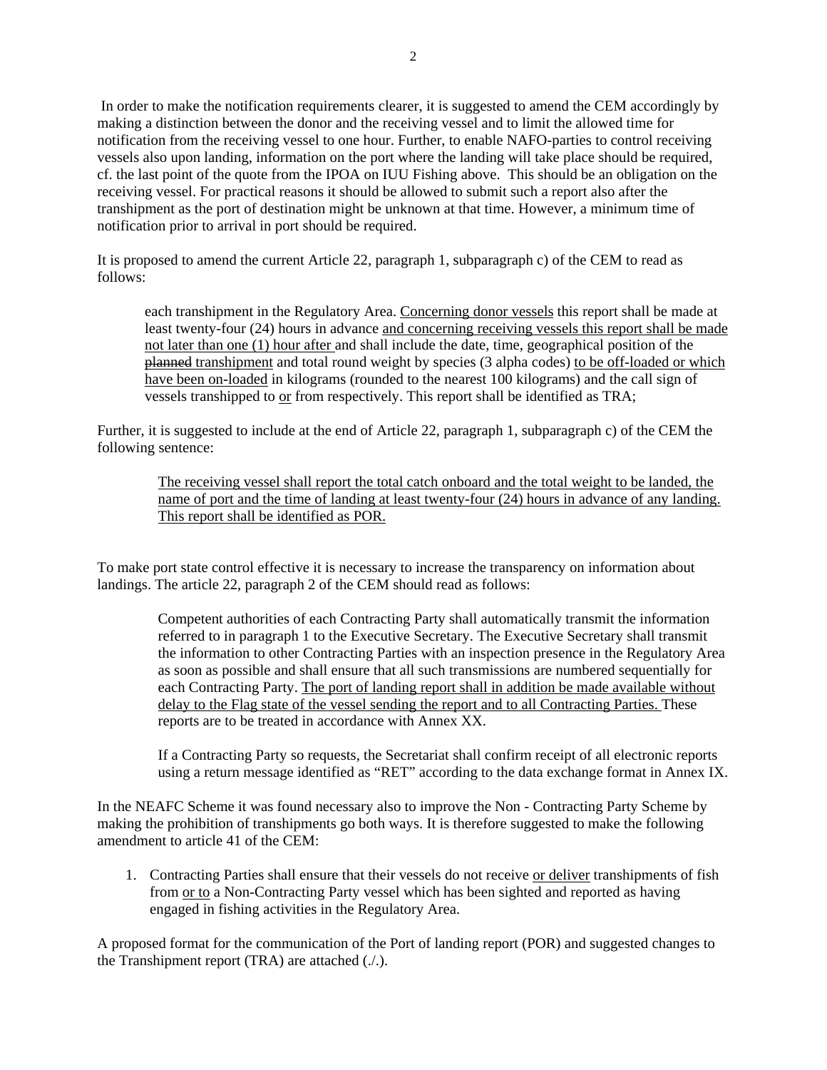In order to make the notification requirements clearer, it is suggested to amend the CEM accordingly by making a distinction between the donor and the receiving vessel and to limit the allowed time for notification from the receiving vessel to one hour. Further, to enable NAFO-parties to control receiving vessels also upon landing, information on the port where the landing will take place should be required, cf. the last point of the quote from the IPOA on IUU Fishing above. This should be an obligation on the receiving vessel. For practical reasons it should be allowed to submit such a report also after the transhipment as the port of destination might be unknown at that time. However, a minimum time of notification prior to arrival in port should be required.

It is proposed to amend the current Article 22, paragraph 1, subparagraph c) of the CEM to read as follows:

> each transhipment in the Regulatory Area. <u>Concerning donor vessels</u> this report shall be made at least twenty-four (24) hours in advance <u>and concerning receiving vessels this report shall be made not later than one (1) hour after</u> and shall include the date, time, geographical position of the ~~planned~~ <u>transhipment</u> and total round weight by species (3 alpha codes) <u>to be off-loaded or which have been on-loaded</u> in kilograms (rounded to the nearest 100 kilograms) and the call sign of vessels transhipped to <u>or</u> from respectively. This report shall be identified as TRA;

Further, it is suggested to include at the end of Article 22, paragraph 1, subparagraph c) of the CEM the following sentence:

> <u>The receiving vessel shall report the total catch onboard and the total weight to be landed, the name of port and the time of landing at least twenty-four (24) hours in advance of any landing. This report shall be identified as POR.</u>

To make port state control effective it is necessary to increase the transparency on information about landings. The article 22, paragraph 2 of the CEM should read as follows:

> Competent authorities of each Contracting Party shall automatically transmit the information referred to in paragraph 1 to the Executive Secretary. The Executive Secretary shall transmit the information to other Contracting Parties with an inspection presence in the Regulatory Area as soon as possible and shall ensure that all such transmissions are numbered sequentially for each Contracting Party. <u>The port of landing report shall in addition be made available without delay to the Flag state of the vessel sending the report and to all Contracting Parties.</u> These reports are to be treated in accordance with Annex XX.
>
> If a Contracting Party so requests, the Secretariat shall confirm receipt of all electronic reports using a return message identified as "RET" according to the data exchange format in Annex IX.

In the NEAFC Scheme it was found necessary also to improve the Non - Contracting Party Scheme by making the prohibition of transhipments go both ways. It is therefore suggested to make the following amendment to article 41 of the CEM:

1. Contracting Parties shall ensure that their vessels do not receive <u>or deliver</u> transhipments of fish from <u>or to</u> a Non-Contracting Party vessel which has been sighted and reported as having engaged in fishing activities in the Regulatory Area.

A proposed format for the communication of the Port of landing report (POR) and suggested changes to the Transhipment report (TRA) are attached (./.).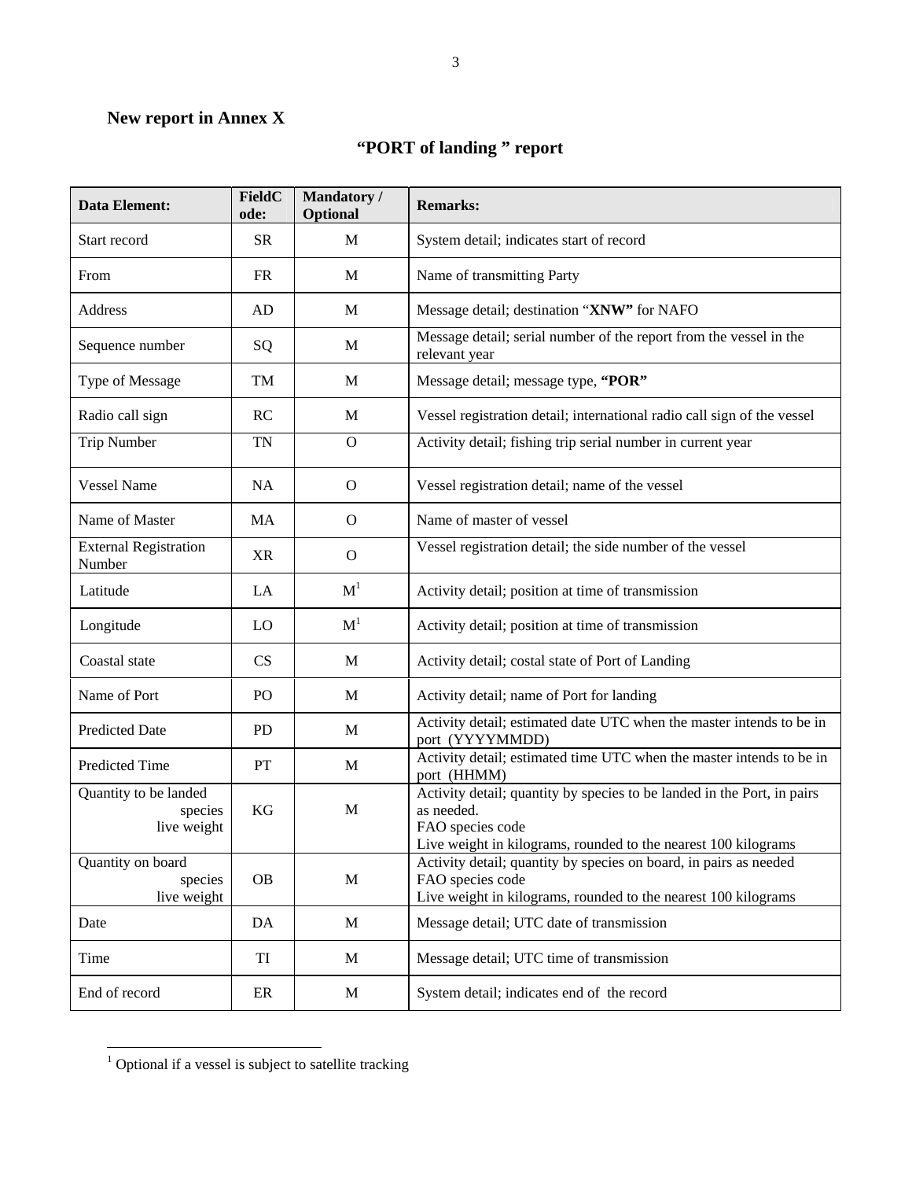**New report in Annex X**

## "PORT of landing " report

| Data Element: | FieldCode: | Mandatory / Optional | Remarks: |
|---|---|---|---|
| Start record | SR | M | System detail; indicates start of record |
| From | FR | M | Name of transmitting Party |
| Address | AD | M | Message detail; destination "**XNW"** for NAFO |
| Sequence number | SQ | M | Message detail; serial number of the report from the vessel in the relevant year |
| Type of Message | TM | M | Message detail; message type, **"POR"** |
| Radio call sign | RC | M | Vessel registration detail; international radio call sign of the vessel |
| Trip Number | TN | O | Activity detail; fishing trip serial number in current year |
| Vessel Name | NA | O | Vessel registration detail; name of the vessel |
| Name of Master | MA | O | Name of master of vessel |
| External Registration Number | XR | O | Vessel registration detail; the side number of the vessel |
| Latitude | LA | M[1] | Activity detail; position at time of transmission |
| Longitude | LO | M[1] | Activity detail; position at time of transmission |
| Coastal state | CS | M | Activity detail; costal state of Port of Landing |
| Name of Port | PO | M | Activity detail; name of Port for landing |
| Predicted Date | PD | M | Activity detail; estimated date UTC when the master intends to be in port (YYYYMMDD) |
| Predicted Time | PT | M | Activity detail; estimated time UTC when the master intends to be in port (HHMM) |
| Quantity to be landed<br>species<br>live weight | KG | M | Activity detail; quantity by species to be landed in the Port, in pairs as needed.<br>FAO species code<br>Live weight in kilograms, rounded to the nearest 100 kilograms |
| Quantity on board<br>species<br>live weight | OB | M | Activity detail; quantity by species on board, in pairs as needed<br>FAO species code<br>Live weight in kilograms, rounded to the nearest 100 kilograms |
| Date | DA | M | Message detail; UTC date of transmission |
| Time | TI | M | Message detail; UTC time of transmission |
| End of record | ER | M | System detail; indicates end of the record |

[1] Optional if a vessel is subject to satellite tracking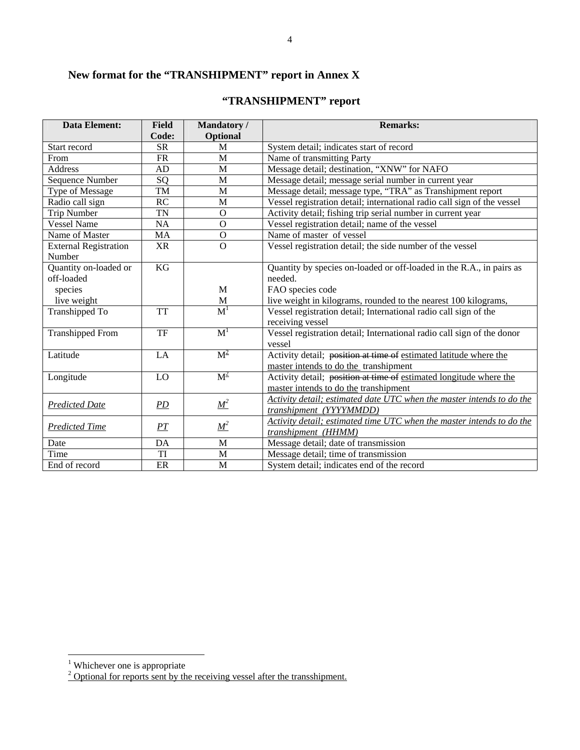## New format for the "TRANSHIPMENT" report in Annex X

### "TRANSHIPMENT" report

| Data Element: | Field Code: | Mandatory / Optional | Remarks: |
|---|---|---|---|
| Start record | SR | M | System detail; indicates start of record |
| From | FR | M | Name of transmitting Party |
| Address | AD | M | Message detail; destination, "XNW" for NAFO |
| Sequence Number | SQ | M | Message detail; message serial number in current year |
| Type of Message | TM | M | Message detail; message type, "TRA" as Transhipment report |
| Radio call sign | RC | M | Vessel registration detail; international radio call sign of the vessel |
| Trip Number | TN | O | Activity detail; fishing trip serial number in current year |
| Vessel Name | NA | O | Vessel registration detail; name of the vessel |
| Name of Master | MA | O | Name of master of vessel |
| External Registration Number | XR | O | Vessel registration detail; the side number of the vessel |
| Quantity on-loaded or off-loaded<br>species<br>live weight | KG | <br><br>M<br>M | Quantity by species on-loaded or off-loaded in the R.A., in pairs as needed.<br>FAO species code<br>live weight in kilograms, rounded to the nearest 100 kilograms, |
| Transhipped To | TT | M[1] | Vessel registration detail; International radio call sign of the receiving vessel |
| Transhipped From | TF | M[1] | Vessel registration detail; International radio call sign of the donor vessel |
| Latitude | LA | M[2] | Activity detail; ~~position at time of~~ estimated latitude where the master intends to do the transhipment |
| Longitude | LO | M[2] | Activity detail; ~~position at time of~~ estimated longitude where the master intends to do the transhipment |
| *Predicted Date* | *PD* | *M*[2] | *Activity detail; estimated date UTC when the master intends to do the transhipment (YYYYMMDD)* |
| *Predicted Time* | *PT* | *M*[2] | *Activity detail; estimated time UTC when the master intends to do the transhipment (HHMM)* |
| Date | DA | M | Message detail; date of transmission |
| Time | TI | M | Message detail; time of transmission |
| End of record | ER | M | System detail; indicates end of the record |

[1] Whichever one is appropriate

[2] Optional for reports sent by the receiving vessel after the transshipment.